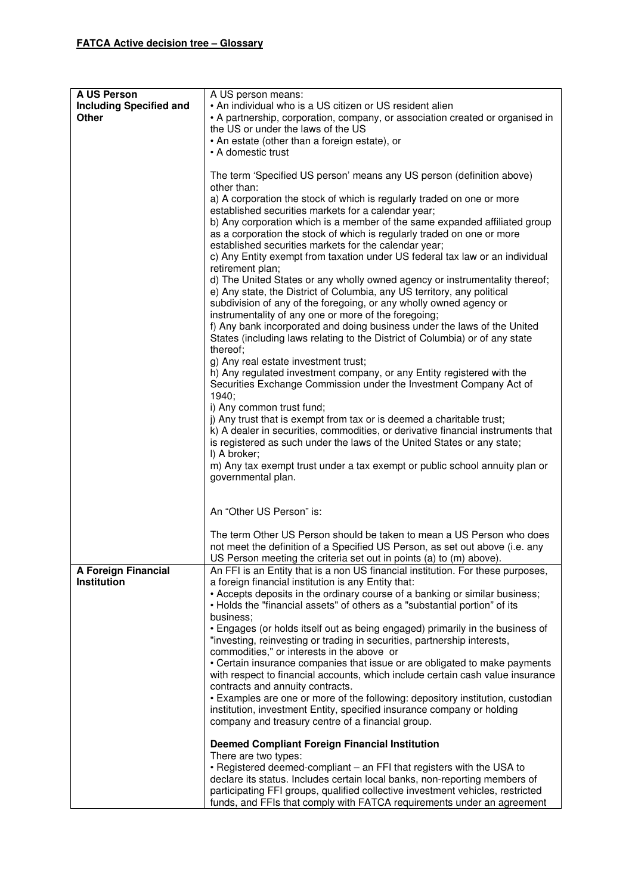**FATCA Active decision tree – Glossary**

| | |
|---|---|
| **A US Person Including Specified and Other** | A US person means:<br>• An individual who is a US citizen or US resident alien<br>• A partnership, corporation, company, or association created or organised in the US or under the laws of the US<br>• An estate (other than a foreign estate), or<br>• A domestic trust<br><br>The term 'Specified US person' means any US person (definition above) other than:<br>a) A corporation the stock of which is regularly traded on one or more established securities markets for a calendar year;<br>b) Any corporation which is a member of the same expanded affiliated group as a corporation the stock of which is regularly traded on one or more established securities markets for the calendar year;<br>c) Any Entity exempt from taxation under US federal tax law or an individual retirement plan;<br>d) The United States or any wholly owned agency or instrumentality thereof;<br>e) Any state, the District of Columbia, any US territory, any political subdivision of any of the foregoing, or any wholly owned agency or instrumentality of any one or more of the foregoing;<br>f) Any bank incorporated and doing business under the laws of the United States (including laws relating to the District of Columbia) or of any state thereof;<br>g) Any real estate investment trust;<br>h) Any regulated investment company, or any Entity registered with the Securities Exchange Commission under the Investment Company Act of 1940;<br>i) Any common trust fund;<br>j) Any trust that is exempt from tax or is deemed a charitable trust;<br>k) A dealer in securities, commodities, or derivative financial instruments that is registered as such under the laws of the United States or any state;<br>l) A broker;<br>m) Any tax exempt trust under a tax exempt or public school annuity plan or governmental plan.<br><br>An "Other US Person" is:<br><br>The term Other US Person should be taken to mean a US Person who does not meet the definition of a Specified US Person, as set out above (i.e. any US Person meeting the criteria set out in points (a) to (m) above). |
| **A Foreign Financial Institution** | An FFI is an Entity that is a non US financial institution. For these purposes, a foreign financial institution is any Entity that:<br>• Accepts deposits in the ordinary course of a banking or similar business;<br>• Holds the "financial assets" of others as a "substantial portion" of its business;<br>• Engages (or holds itself out as being engaged) primarily in the business of "investing, reinvesting or trading in securities, partnership interests, commodities," or interests in the above or<br>• Certain insurance companies that issue or are obligated to make payments with respect to financial accounts, which include certain cash value insurance contracts and annuity contracts.<br>• Examples are one or more of the following: depository institution, custodian institution, investment Entity, specified insurance company or holding company and treasury centre of a financial group.<br><br>**Deemed Compliant Foreign Financial Institution**<br>There are two types:<br>• Registered deemed-compliant – an FFI that registers with the USA to declare its status. Includes certain local banks, non-reporting members of participating FFI groups, qualified collective investment vehicles, restricted funds, and FFIs that comply with FATCA requirements under an agreement |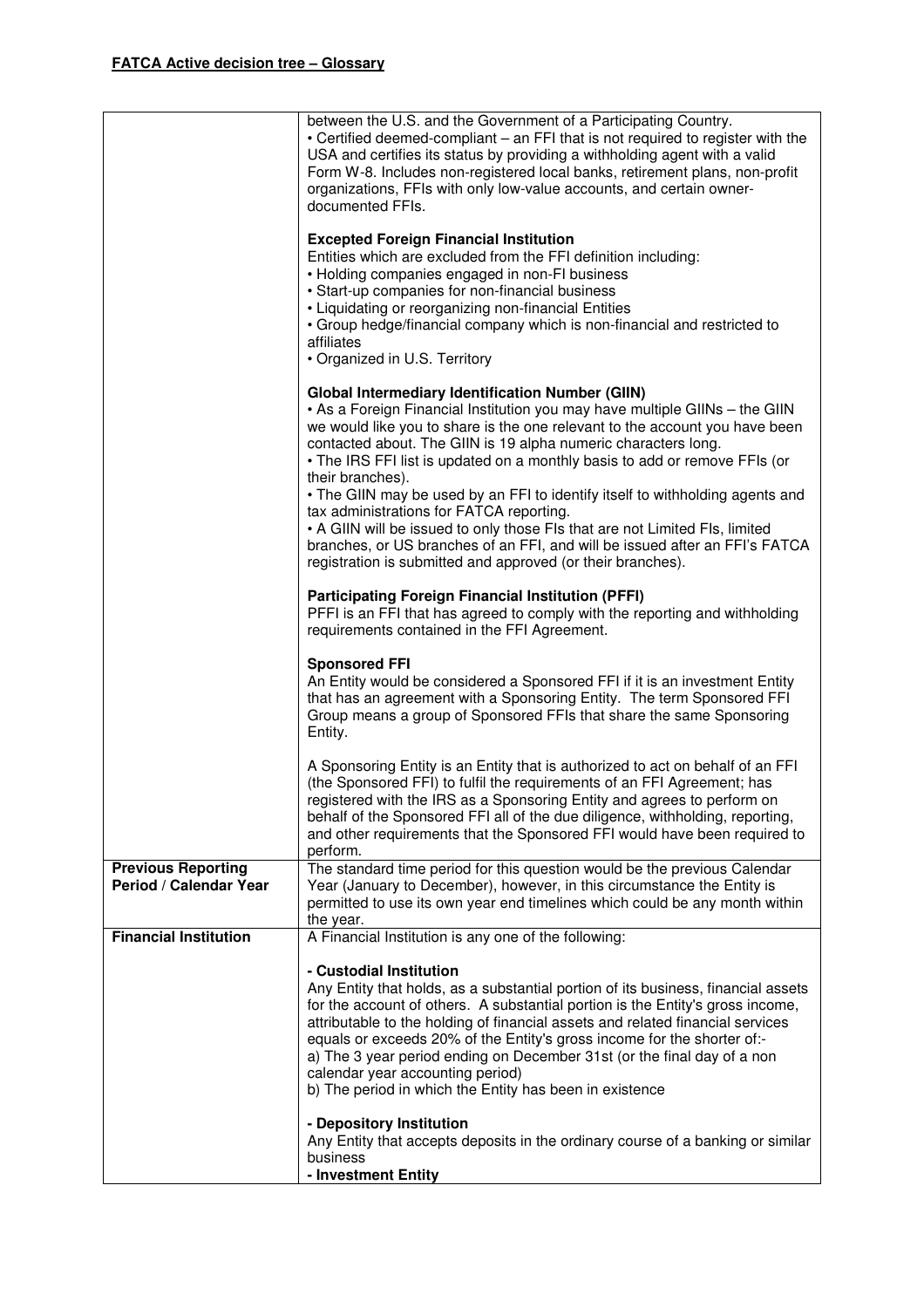**FATCA Active decision tree – Glossary**

| | |
|---|---|
| | between the U.S. and the Government of a Participating Country.<br>• Certified deemed-compliant – an FFI that is not required to register with the USA and certifies its status by providing a withholding agent with a valid Form W-8. Includes non-registered local banks, retirement plans, non-profit organizations, FFIs with only low-value accounts, and certain owner-documented FFIs.<br><br>**Excepted Foreign Financial Institution**<br>Entities which are excluded from the FFI definition including:<br>• Holding companies engaged in non-FI business<br>• Start-up companies for non-financial business<br>• Liquidating or reorganizing non-financial Entities<br>• Group hedge/financial company which is non-financial and restricted to affiliates<br>• Organized in U.S. Territory<br><br>**Global Intermediary Identification Number (GIIN)**<br>• As a Foreign Financial Institution you may have multiple GIINs – the GIIN we would like you to share is the one relevant to the account you have been contacted about. The GIIN is 19 alpha numeric characters long.<br>• The IRS FFI list is updated on a monthly basis to add or remove FFIs (or their branches).<br>• The GIIN may be used by an FFI to identify itself to withholding agents and tax administrations for FATCA reporting.<br>• A GIIN will be issued to only those FIs that are not Limited FIs, limited branches, or US branches of an FFI, and will be issued after an FFI's FATCA registration is submitted and approved (or their branches).<br><br>**Participating Foreign Financial Institution (PFFI)**<br>PFFI is an FFI that has agreed to comply with the reporting and withholding requirements contained in the FFI Agreement.<br><br>**Sponsored FFI**<br>An Entity would be considered a Sponsored FFI if it is an investment Entity that has an agreement with a Sponsoring Entity. The term Sponsored FFI Group means a group of Sponsored FFIs that share the same Sponsoring Entity.<br><br>A Sponsoring Entity is an Entity that is authorized to act on behalf of an FFI (the Sponsored FFI) to fulfil the requirements of an FFI Agreement; has registered with the IRS as a Sponsoring Entity and agrees to perform on behalf of the Sponsored FFI all of the due diligence, withholding, reporting, and other requirements that the Sponsored FFI would have been required to perform. |
| **Previous Reporting Period / Calendar Year** | The standard time period for this question would be the previous Calendar Year (January to December), however, in this circumstance the Entity is permitted to use its own year end timelines which could be any month within the year. |
| **Financial Institution** | A Financial Institution is any one of the following:<br><br>**- Custodial Institution**<br>Any Entity that holds, as a substantial portion of its business, financial assets for the account of others. A substantial portion is the Entity's gross income, attributable to the holding of financial assets and related financial services equals or exceeds 20% of the Entity's gross income for the shorter of:-<br>a) The 3 year period ending on December 31st (or the final day of a non calendar year accounting period)<br>b) The period in which the Entity has been in existence<br><br>**- Depository Institution**<br>Any Entity that accepts deposits in the ordinary course of a banking or similar business<br>**- Investment Entity** |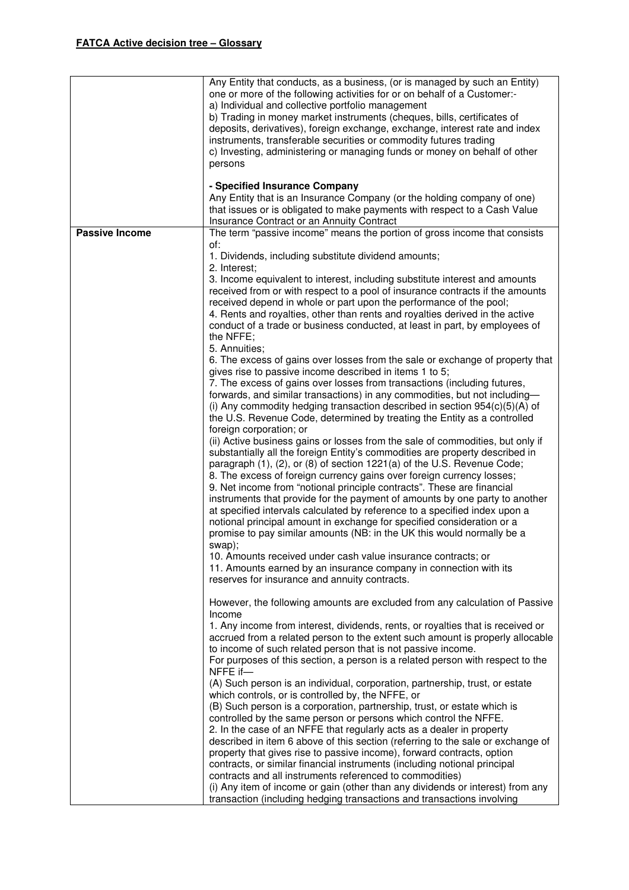**FATCA Active decision tree – Glossary**

| | |
|---|---|
| | Any Entity that conducts, as a business, (or is managed by such an Entity) one or more of the following activities for or on behalf of a Customer:-<br>a) Individual and collective portfolio management<br>b) Trading in money market instruments (cheques, bills, certificates of deposits, derivatives), foreign exchange, exchange, interest rate and index instruments, transferable securities or commodity futures trading<br>c) Investing, administering or managing funds or money on behalf of other persons<br><br>**- Specified Insurance Company**<br>Any Entity that is an Insurance Company (or the holding company of one) that issues or is obligated to make payments with respect to a Cash Value Insurance Contract or an Annuity Contract |
| **Passive Income** | The term "passive income" means the portion of gross income that consists of:<br>1. Dividends, including substitute dividend amounts;<br>2. Interest;<br>3. Income equivalent to interest, including substitute interest and amounts received from or with respect to a pool of insurance contracts if the amounts received depend in whole or part upon the performance of the pool;<br>4. Rents and royalties, other than rents and royalties derived in the active conduct of a trade or business conducted, at least in part, by employees of the NFFE;<br>5. Annuities;<br>6. The excess of gains over losses from the sale or exchange of property that gives rise to passive income described in items 1 to 5;<br>7. The excess of gains over losses from transactions (including futures, forwards, and similar transactions) in any commodities, but not including—<br>(i) Any commodity hedging transaction described in section 954(c)(5)(A) of the U.S. Revenue Code, determined by treating the Entity as a controlled foreign corporation; or<br>(ii) Active business gains or losses from the sale of commodities, but only if substantially all the foreign Entity's commodities are property described in paragraph (1), (2), or (8) of section 1221(a) of the U.S. Revenue Code;<br>8. The excess of foreign currency gains over foreign currency losses;<br>9. Net income from "notional principle contracts". These are financial instruments that provide for the payment of amounts by one party to another at specified intervals calculated by reference to a specified index upon a notional principal amount in exchange for specified consideration or a promise to pay similar amounts (NB: in the UK this would normally be a swap);<br>10. Amounts received under cash value insurance contracts; or<br>11. Amounts earned by an insurance company in connection with its reserves for insurance and annuity contracts.<br><br>However, the following amounts are excluded from any calculation of Passive Income<br>1. Any income from interest, dividends, rents, or royalties that is received or accrued from a related person to the extent such amount is properly allocable to income of such related person that is not passive income.<br>For purposes of this section, a person is a related person with respect to the NFFE if—<br>(A) Such person is an individual, corporation, partnership, trust, or estate which controls, or is controlled by, the NFFE, or<br>(B) Such person is a corporation, partnership, trust, or estate which is controlled by the same person or persons which control the NFFE.<br>2. In the case of an NFFE that regularly acts as a dealer in property described in item 6 above of this section (referring to the sale or exchange of property that gives rise to passive income), forward contracts, option contracts, or similar financial instruments (including notional principal contracts and all instruments referenced to commodities)<br>(i) Any item of income or gain (other than any dividends or interest) from any transaction (including hedging transactions and transactions involving |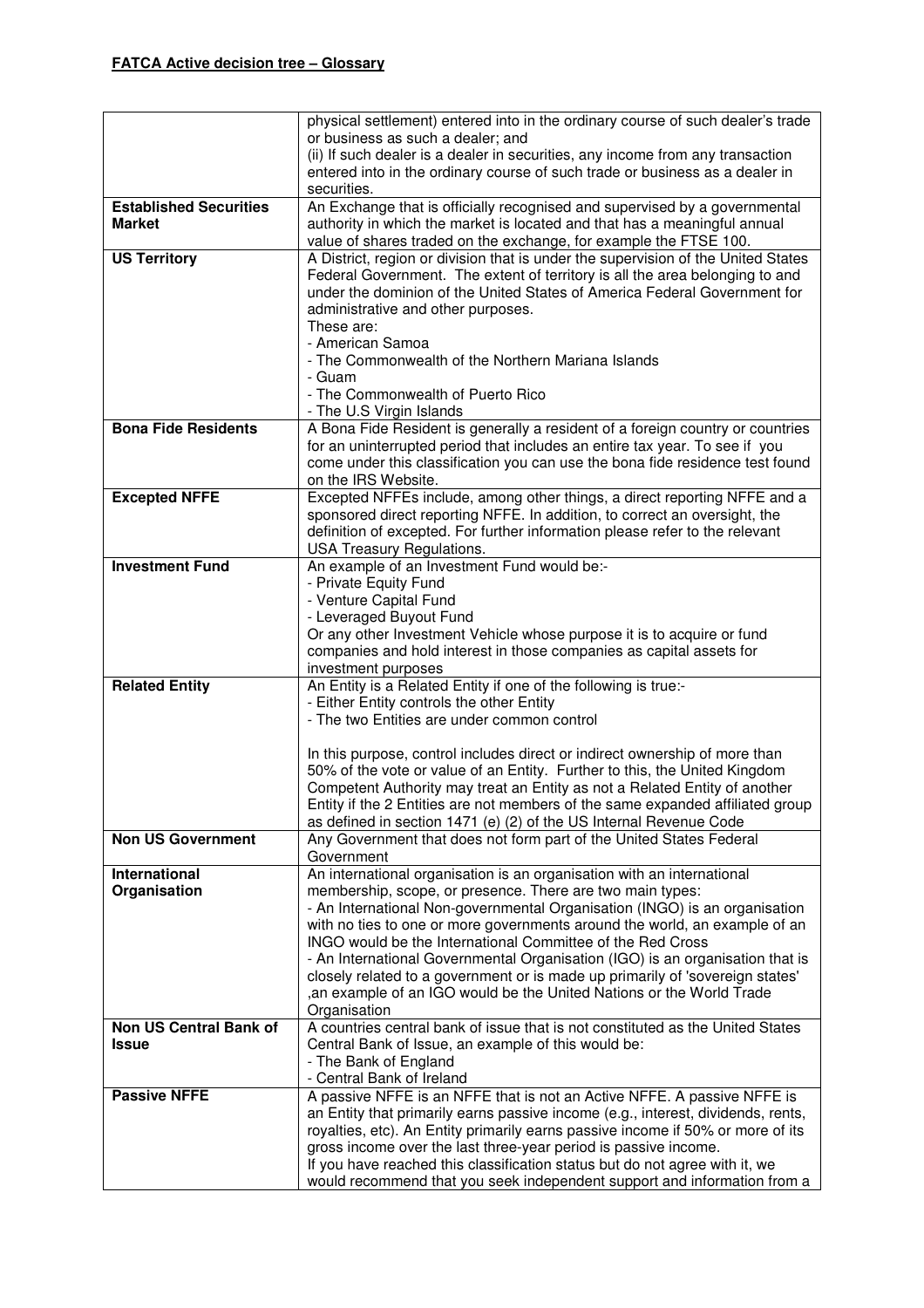**FATCA Active decision tree – Glossary**

| | |
|---|---|
| | physical settlement) entered into in the ordinary course of such dealer's trade or business as such a dealer; and<br>(ii) If such dealer is a dealer in securities, any income from any transaction entered into in the ordinary course of such trade or business as a dealer in securities. |
| **Established Securities Market** | An Exchange that is officially recognised and supervised by a governmental authority in which the market is located and that has a meaningful annual value of shares traded on the exchange, for example the FTSE 100. |
| **US Territory** | A District, region or division that is under the supervision of the United States Federal Government. The extent of territory is all the area belonging to and under the dominion of the United States of America Federal Government for administrative and other purposes.<br>These are:<br>- American Samoa<br>- The Commonwealth of the Northern Mariana Islands<br>- Guam<br>- The Commonwealth of Puerto Rico<br>- The U.S Virgin Islands |
| **Bona Fide Residents** | A Bona Fide Resident is generally a resident of a foreign country or countries for an uninterrupted period that includes an entire tax year. To see if you come under this classification you can use the bona fide residence test found on the IRS Website. |
| **Excepted NFFE** | Excepted NFFEs include, among other things, a direct reporting NFFE and a sponsored direct reporting NFFE. In addition, to correct an oversight, the definition of excepted. For further information please refer to the relevant USA Treasury Regulations. |
| **Investment Fund** | An example of an Investment Fund would be:-<br>- Private Equity Fund<br>- Venture Capital Fund<br>- Leveraged Buyout Fund<br>Or any other Investment Vehicle whose purpose it is to acquire or fund companies and hold interest in those companies as capital assets for investment purposes |
| **Related Entity** | An Entity is a Related Entity if one of the following is true:-<br>- Either Entity controls the other Entity<br>- The two Entities are under common control<br><br>In this purpose, control includes direct or indirect ownership of more than 50% of the vote or value of an Entity. Further to this, the United Kingdom Competent Authority may treat an Entity as not a Related Entity of another Entity if the 2 Entities are not members of the same expanded affiliated group as defined in section 1471 (e) (2) of the US Internal Revenue Code |
| **Non US Government** | Any Government that does not form part of the United States Federal Government |
| **International Organisation** | An international organisation is an organisation with an international membership, scope, or presence. There are two main types:<br>- An International Non-governmental Organisation (INGO) is an organisation with no ties to one or more governments around the world, an example of an INGO would be the International Committee of the Red Cross<br>- An International Governmental Organisation (IGO) is an organisation that is closely related to a government or is made up primarily of 'sovereign states' ,an example of an IGO would be the United Nations or the World Trade Organisation |
| **Non US Central Bank of Issue** | A countries central bank of issue that is not constituted as the United States Central Bank of Issue, an example of this would be:<br>- The Bank of England<br>- Central Bank of Ireland |
| **Passive NFFE** | A passive NFFE is an NFFE that is not an Active NFFE. A passive NFFE is an Entity that primarily earns passive income (e.g., interest, dividends, rents, royalties, etc). An Entity primarily earns passive income if 50% or more of its gross income over the last three-year period is passive income.<br>If you have reached this classification status but do not agree with it, we would recommend that you seek independent support and information from a |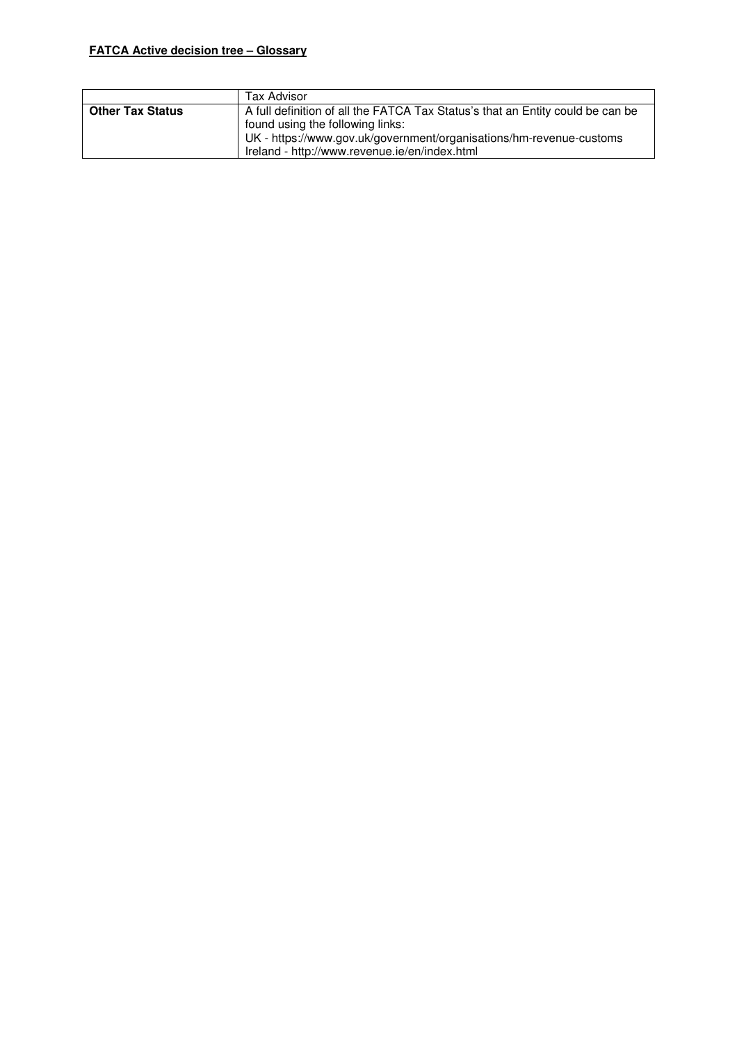**FATCA Active decision tree – Glossary**

| | |
|---|---|
| | Tax Advisor |
| **Other Tax Status** | A full definition of all the FATCA Tax Status's that an Entity could be can be found using the following links:<br>UK - https://www.gov.uk/government/organisations/hm-revenue-customs<br>Ireland - http://www.revenue.ie/en/index.html |